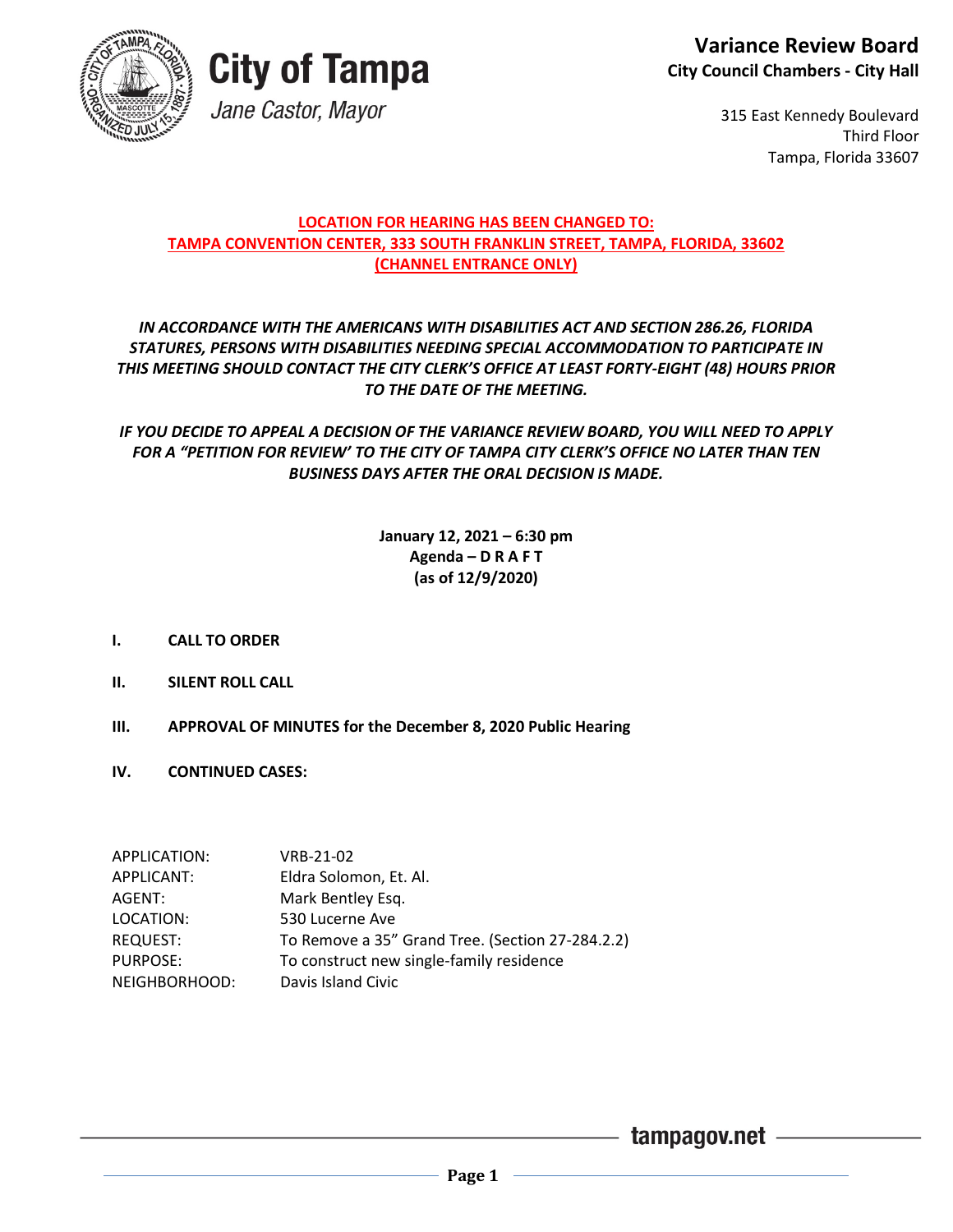# City of Tampa

*Jane Castor, Mayor*

## Variance Review Board

**City Council Chambers - City Hall**

315 East Kennedy Boulevard
Third Floor
Tampa, Florida 33607

**LOCATION FOR HEARING HAS BEEN CHANGED TO:**
**TAMPA CONVENTION CENTER, 333 SOUTH FRANKLIN STREET, TAMPA, FLORIDA, 33602**
**(CHANNEL ENTRANCE ONLY)**

***IN ACCORDANCE WITH THE AMERICANS WITH DISABILITIES ACT AND SECTION 286.26, FLORIDA STATURES, PERSONS WITH DISABILITIES NEEDING SPECIAL ACCOMMODATION TO PARTICIPATE IN THIS MEETING SHOULD CONTACT THE CITY CLERK'S OFFICE AT LEAST FORTY-EIGHT (48) HOURS PRIOR TO THE DATE OF THE MEETING.***

***IF YOU DECIDE TO APPEAL A DECISION OF THE VARIANCE REVIEW BOARD, YOU WILL NEED TO APPLY FOR A "PETITION FOR REVIEW' TO THE CITY OF TAMPA CITY CLERK'S OFFICE NO LATER THAN TEN BUSINESS DAYS AFTER THE ORAL DECISION IS MADE.***

**January 12, 2021 – 6:30 pm**
**Agenda – D R A F T**
**(as of 12/9/2020)**

**I. CALL TO ORDER**

**II. SILENT ROLL CALL**

**III. APPROVAL OF MINUTES for the December 8, 2020 Public Hearing**

**IV. CONTINUED CASES:**

APPLICATION: VRB-21-02
APPLICANT: Eldra Solomon, Et. Al.
AGENT: Mark Bentley Esq.
LOCATION: 530 Lucerne Ave
REQUEST: To Remove a 35" Grand Tree. (Section 27-284.2.2)
PURPOSE: To construct new single-family residence
NEIGHBORHOOD: Davis Island Civic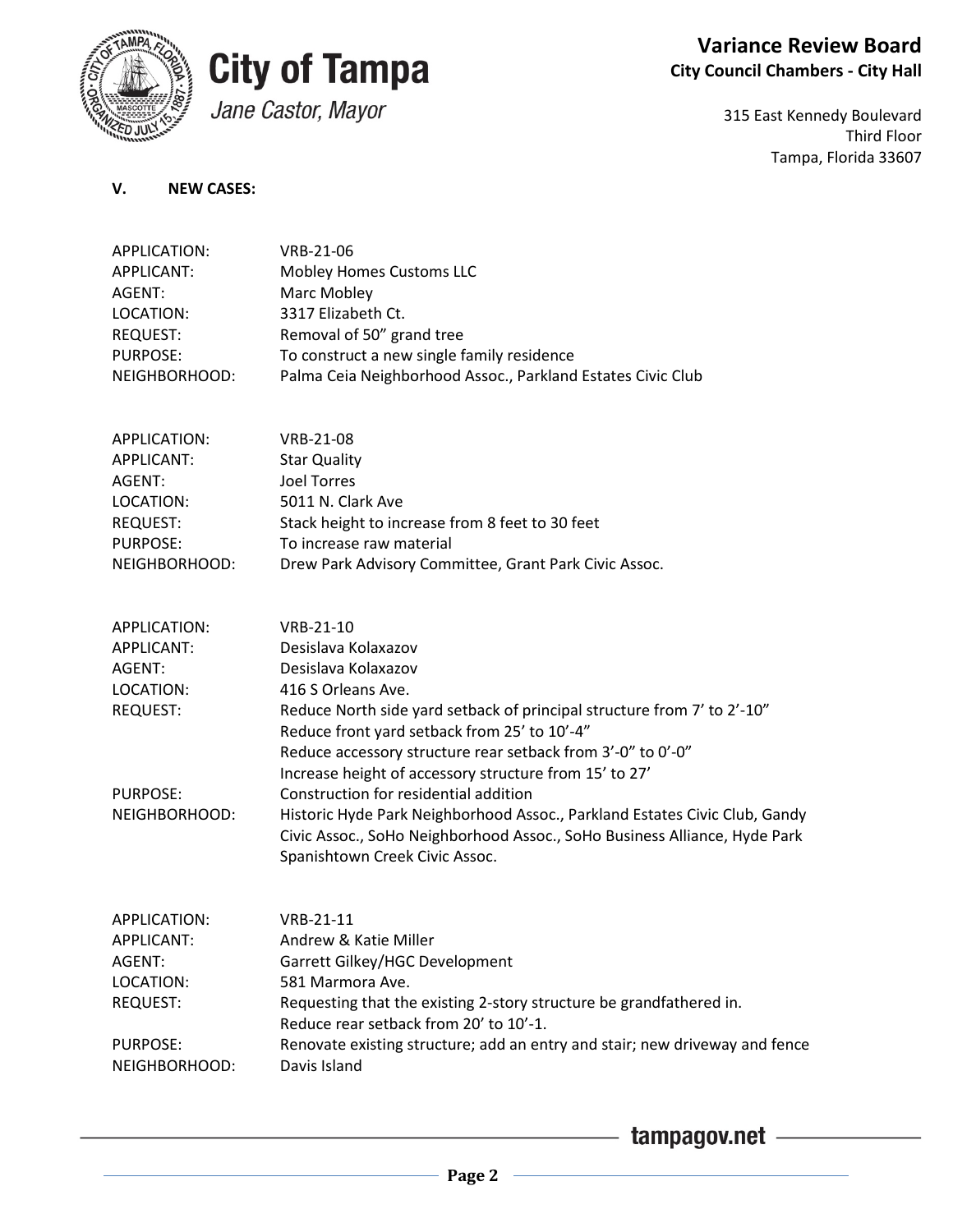**V. NEW CASES:**

| | |
|---|---|
| APPLICATION: | VRB-21-06 |
| APPLICANT: | Mobley Homes Customs LLC |
| AGENT: | Marc Mobley |
| LOCATION: | 3317 Elizabeth Ct. |
| REQUEST: | Removal of 50" grand tree |
| PURPOSE: | To construct a new single family residence |
| NEIGHBORHOOD: | Palma Ceia Neighborhood Assoc., Parkland Estates Civic Club |

| | |
|---|---|
| APPLICATION: | VRB-21-08 |
| APPLICANT: | Star Quality |
| AGENT: | Joel Torres |
| LOCATION: | 5011 N. Clark Ave |
| REQUEST: | Stack height to increase from 8 feet to 30 feet |
| PURPOSE: | To increase raw material |
| NEIGHBORHOOD: | Drew Park Advisory Committee, Grant Park Civic Assoc. |

| | |
|---|---|
| APPLICATION: | VRB-21-10 |
| APPLICANT: | Desislava Kolaxazov |
| AGENT: | Desislava Kolaxazov |
| LOCATION: | 416 S Orleans Ave. |
| REQUEST: | Reduce North side yard setback of principal structure from 7' to 2'-10"<br>Reduce front yard setback from 25' to 10'-4"<br>Reduce accessory structure rear setback from 3'-0" to 0'-0"<br>Increase height of accessory structure from 15' to 27' |
| PURPOSE: | Construction for residential addition |
| NEIGHBORHOOD: | Historic Hyde Park Neighborhood Assoc., Parkland Estates Civic Club, Gandy Civic Assoc., SoHo Neighborhood Assoc., SoHo Business Alliance, Hyde Park Spanishtown Creek Civic Assoc. |

| | |
|---|---|
| APPLICATION: | VRB-21-11 |
| APPLICANT: | Andrew & Katie Miller |
| AGENT: | Garrett Gilkey/HGC Development |
| LOCATION: | 581 Marmora Ave. |
| REQUEST: | Requesting that the existing 2-story structure be grandfathered in.<br>Reduce rear setback from 20' to 10'-1. |
| PURPOSE: | Renovate existing structure; add an entry and stair; new driveway and fence |
| NEIGHBORHOOD: | Davis Island |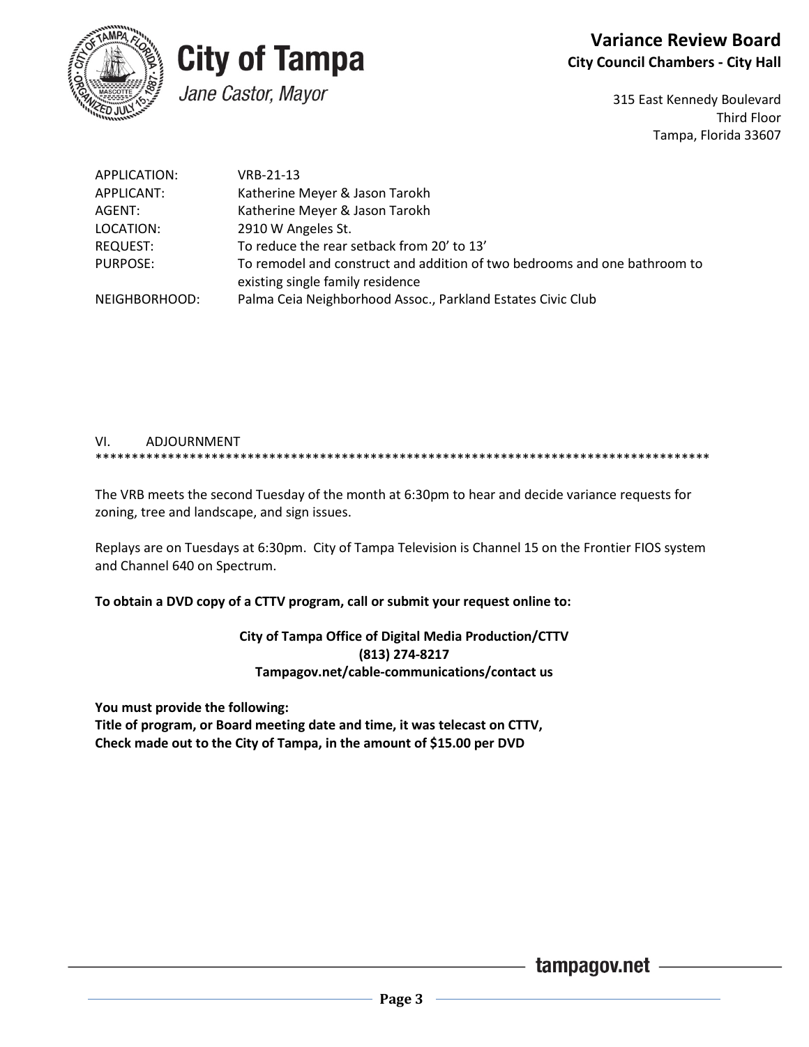| | |
|---|---|
| APPLICATION: | VRB-21-13 |
| APPLICANT: | Katherine Meyer & Jason Tarokh |
| AGENT: | Katherine Meyer & Jason Tarokh |
| LOCATION: | 2910 W Angeles St. |
| REQUEST: | To reduce the rear setback from 20' to 13' |
| PURPOSE: | To remodel and construct and addition of two bedrooms and one bathroom to existing single family residence |
| NEIGHBORHOOD: | Palma Ceia Neighborhood Assoc., Parkland Estates Civic Club |

VI. ADJOURNMENT

*****************************************************************************************

The VRB meets the second Tuesday of the month at 6:30pm to hear and decide variance requests for zoning, tree and landscape, and sign issues.

Replays are on Tuesdays at 6:30pm. City of Tampa Television is Channel 15 on the Frontier FIOS system and Channel 640 on Spectrum.

**To obtain a DVD copy of a CTTV program, call or submit your request online to:**

**City of Tampa Office of Digital Media Production/CTTV**
**(813) 274-8217**
**Tampagov.net/cable-communications/contact us**

**You must provide the following:**
**Title of program, or Board meeting date and time, it was telecast on CTTV,**
**Check made out to the City of Tampa, in the amount of $15.00 per DVD**